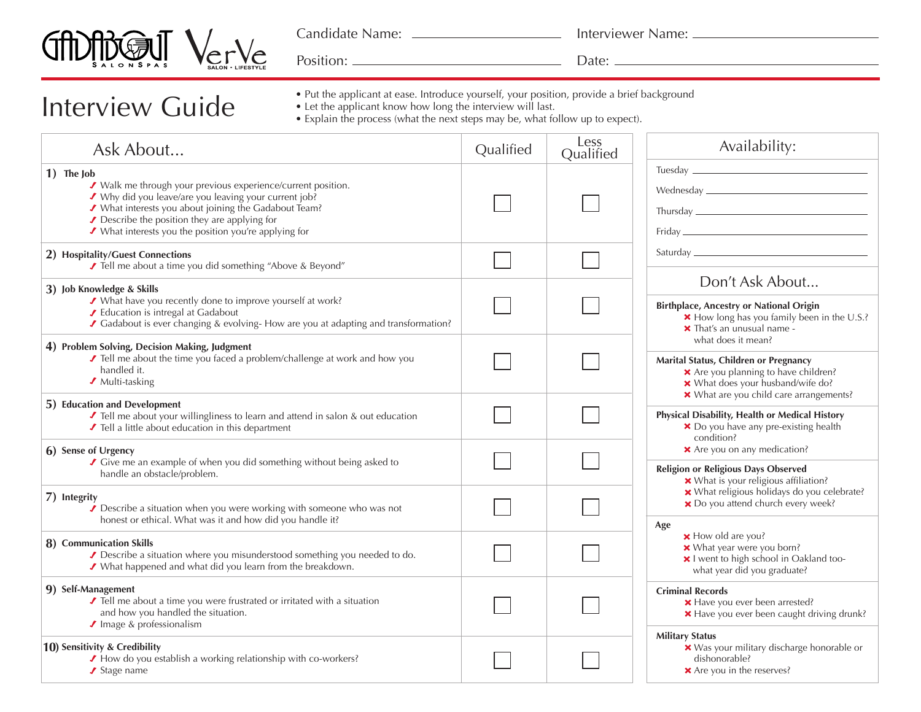GADABOUT SALONSPAS | VerVe SALON • LIFESTYLE

Candidate Name: ____________________ Interviewer Name: ____________________

Position: ____________________ Date: ____________________

# Interview Guide

- Put the applicant at ease. Introduce yourself, your position, provide a brief background
- Let the applicant know how long the interview will last.
- Explain the process (what the next steps may be, what follow up to expect).

| Ask About... | Qualified | Less Qualified |
|---|---|---|
| **1) The Job**<br>✓ Walk me through your previous experience/current position.<br>✓ Why did you leave/are you leaving your current job?<br>✓ What interests you about joining the Gadabout Team?<br>✓ Describe the position they are applying for<br>✓ What interests you the position you're applying for | ☐ | ☐ |
| **2) Hospitality/Guest Connections**<br>✓ Tell me about a time you did something "Above & Beyond" | ☐ | ☐ |
| **3) Job Knowledge & Skills**<br>✓ What have you recently done to improve yourself at work?<br>✓ Education is intregal at Gadabout<br>✓ Gadabout is ever changing & evolving- How are you at adapting and transformation? | ☐ | ☐ |
| **4) Problem Solving, Decision Making, Judgment**<br>✓ Tell me about the time you faced a problem/challenge at work and how you handled it.<br>✓ Multi-tasking | ☐ | ☐ |
| **5) Education and Development**<br>✓ Tell me about your willingness to learn and attend in salon & out education<br>✓ Tell a little about education in this department | ☐ | ☐ |
| **6) Sense of Urgency**<br>✓ Give me an example of when you did something without being asked to handle an obstacle/problem. | ☐ | ☐ |
| **7) Integrity**<br>✓ Describe a situation when you were working with someone who was not honest or ethical. What was it and how did you handle it? | ☐ | ☐ |
| **8) Communication Skills**<br>✓ Describe a situation where you misunderstood something you needed to do.<br>✓ What happened and what did you learn from the breakdown. | ☐ | ☐ |
| **9) Self-Management**<br>✓ Tell me about a time you were frustrated or irritated with a situation and how you handled the situation.<br>✓ Image & professionalism | ☐ | ☐ |
| **10) Sensitivity & Credibility**<br>✓ How do you establish a working relationship with co-workers?<br>✓ Stage name | ☐ | ☐ |

## Availability:

Tuesday ____________________

Wednesday ____________________

Thursday ____________________

Friday ____________________

Saturday ____________________

## Don't Ask About...

**Birthplace, Ancestry or National Origin**
- ✗ How long has you family been in the U.S.?
- ✗ That's an unusual name - what does it mean?

**Marital Status, Children or Pregnancy**
- ✗ Are you planning to have children?
- ✗ What does your husband/wife do?
- ✗ What are you child care arrangements?

**Physical Disability, Health or Medical History**
- ✗ Do you have any pre-existing health condition?
- ✗ Are you on any medication?

**Religion or Religious Days Observed**
- ✗ What is your religious affiliation?
- ✗ What religious holidays do you celebrate?
- ✗ Do you attend church every week?

**Age**
- ✗ How old are you?
- ✗ What year were you born?
- ✗ I went to high school in Oakland too- what year did you graduate?

**Criminal Records**
- ✗ Have you ever been arrested?
- ✗ Have you ever been caught driving drunk?

**Military Status**
- ✗ Was your military discharge honorable or dishonorable?
- ✗ Are you in the reserves?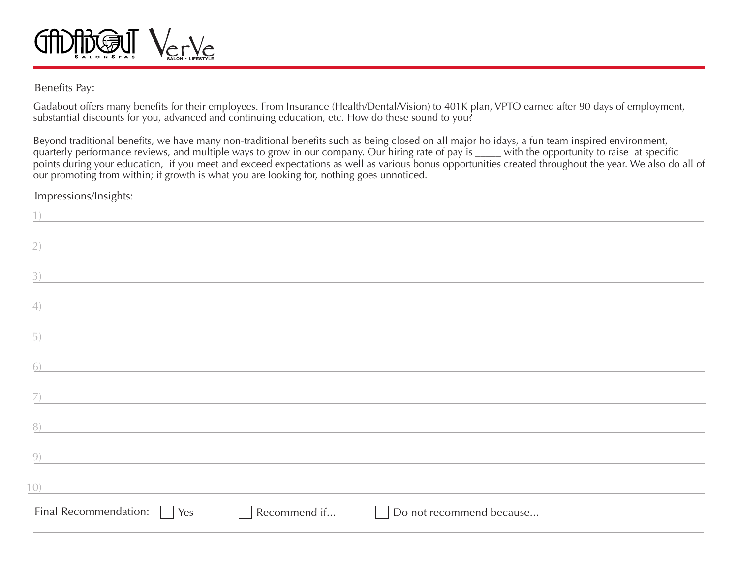GADABOUT SALONSPAS VerVe SALON • LIFESTYLE

Benefits Pay:

Gadabout offers many benefits for their employees. From Insurance (Health/Dental/Vision) to 401K plan, VPTO earned after 90 days of employment, substantial discounts for you, advanced and continuing education, etc. How do these sound to you?

Beyond traditional benefits, we have many non-traditional benefits such as being closed on all major holidays, a fun team inspired environment, quarterly performance reviews, and multiple ways to grow in our company. Our hiring rate of pay is _____ with the opportunity to raise at specific points during your education, if you meet and exceed expectations as well as various bonus opportunities created throughout the year. We also do all of our promoting from within; if growth is what you are looking for, nothing goes unnoticed.

Impressions/Insights:

1) ______________________________

2) ______________________________

3) ______________________________

4) ______________________________

5) ______________________________

6) ______________________________

7) ______________________________

8) ______________________________

9) ______________________________

10) ______________________________

Final Recommendation: ☐ Yes ☐ Recommend if... ☐ Do not recommend because...

______________________________

______________________________